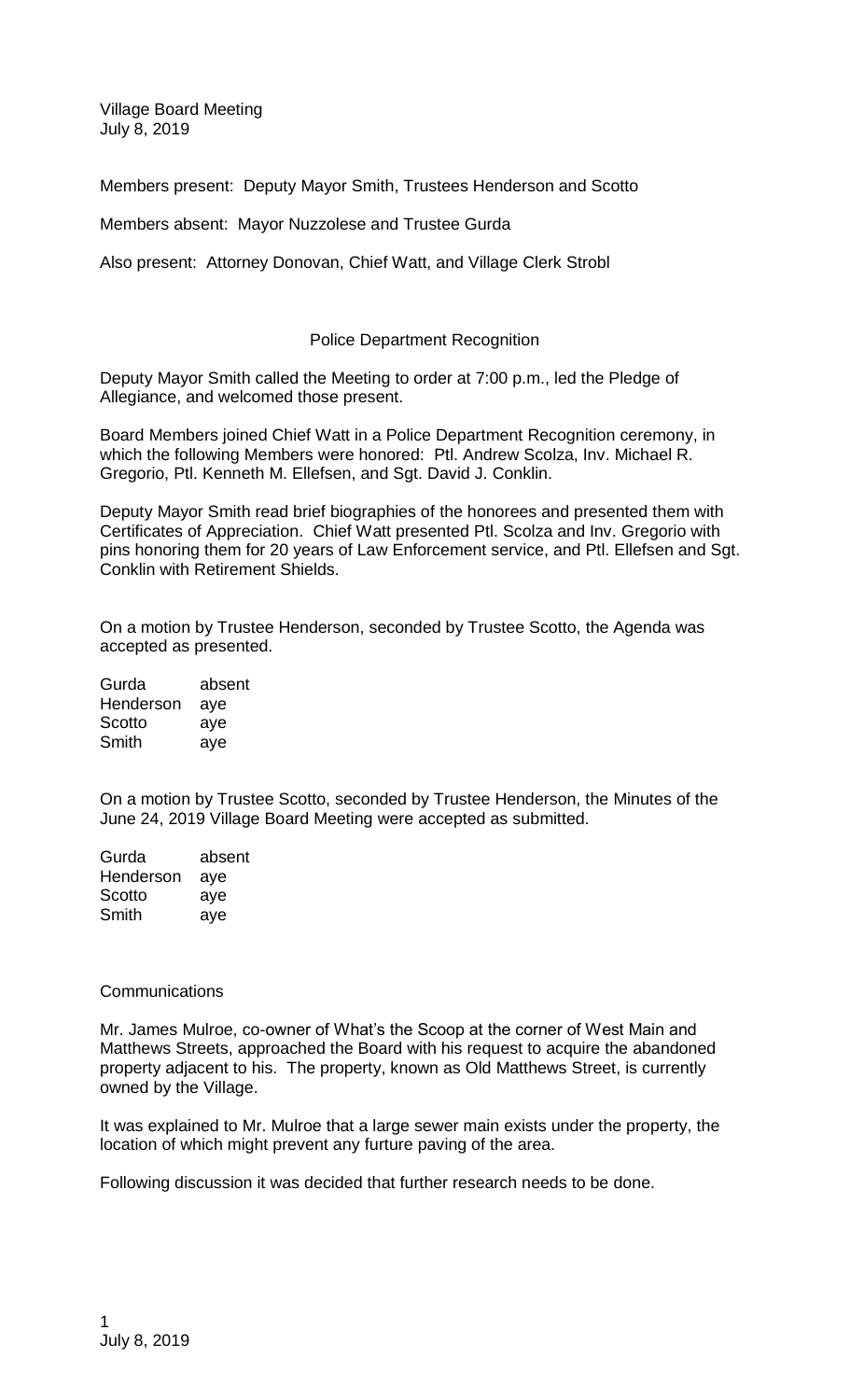Village Board Meeting
July 8, 2019

Members present: Deputy Mayor Smith, Trustees Henderson and Scotto

Members absent: Mayor Nuzzolese and Trustee Gurda

Also present: Attorney Donovan, Chief Watt, and Village Clerk Strobl

## Police Department Recognition

Deputy Mayor Smith called the Meeting to order at 7:00 p.m., led the Pledge of Allegiance, and welcomed those present.

Board Members joined Chief Watt in a Police Department Recognition ceremony, in which the following Members were honored: Ptl. Andrew Scolza, Inv. Michael R. Gregorio, Ptl. Kenneth M. Ellefsen, and Sgt. David J. Conklin.

Deputy Mayor Smith read brief biographies of the honorees and presented them with Certificates of Appreciation. Chief Watt presented Ptl. Scolza and Inv. Gregorio with pins honoring them for 20 years of Law Enforcement service, and Ptl. Ellefsen and Sgt. Conklin with Retirement Shields.

On a motion by Trustee Henderson, seconded by Trustee Scotto, the Agenda was accepted as presented.

| | |
|---|---|
| Gurda | absent |
| Henderson | aye |
| Scotto | aye |
| Smith | aye |

On a motion by Trustee Scotto, seconded by Trustee Henderson, the Minutes of the June 24, 2019 Village Board Meeting were accepted as submitted.

| | |
|---|---|
| Gurda | absent |
| Henderson | aye |
| Scotto | aye |
| Smith | aye |

Communications

Mr. James Mulroe, co-owner of What's the Scoop at the corner of West Main and Matthews Streets, approached the Board with his request to acquire the abandoned property adjacent to his. The property, known as Old Matthews Street, is currently owned by the Village.

It was explained to Mr. Mulroe that a large sewer main exists under the property, the location of which might prevent any furture paving of the area.

Following discussion it was decided that further research needs to be done.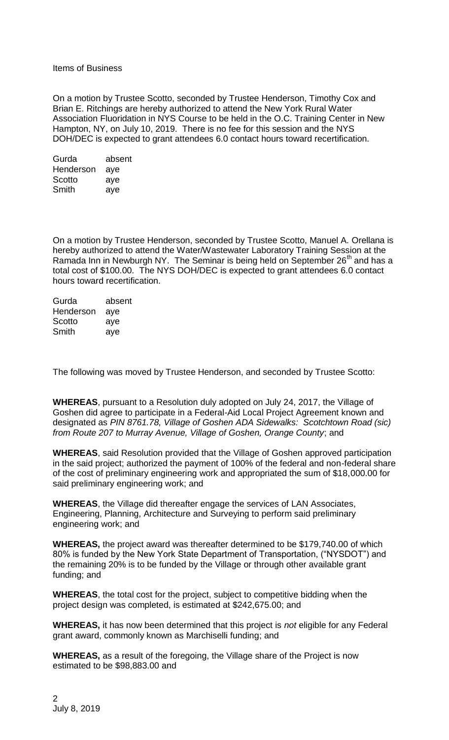Items of Business

On a motion by Trustee Scotto, seconded by Trustee Henderson, Timothy Cox and Brian E. Ritchings are hereby authorized to attend the New York Rural Water Association Fluoridation in NYS Course to be held in the O.C. Training Center in New Hampton, NY, on July 10, 2019. There is no fee for this session and the NYS DOH/DEC is expected to grant attendees 6.0 contact hours toward recertification.

| | |
|---|---|
| Gurda | absent |
| Henderson | aye |
| Scotto | aye |
| Smith | aye |

On a motion by Trustee Henderson, seconded by Trustee Scotto, Manuel A. Orellana is hereby authorized to attend the Water/Wastewater Laboratory Training Session at the Ramada Inn in Newburgh NY. The Seminar is being held on September 26th and has a total cost of $100.00. The NYS DOH/DEC is expected to grant attendees 6.0 contact hours toward recertification.

| | |
|---|---|
| Gurda | absent |
| Henderson | aye |
| Scotto | aye |
| Smith | aye |

The following was moved by Trustee Henderson, and seconded by Trustee Scotto:

**WHEREAS**, pursuant to a Resolution duly adopted on July 24, 2017, the Village of Goshen did agree to participate in a Federal-Aid Local Project Agreement known and designated as *PIN 8761.78, Village of Goshen ADA Sidewalks: Scotchtown Road (sic) from Route 207 to Murray Avenue, Village of Goshen, Orange County*; and

**WHEREAS**, said Resolution provided that the Village of Goshen approved participation in the said project; authorized the payment of 100% of the federal and non-federal share of the cost of preliminary engineering work and appropriated the sum of $18,000.00 for said preliminary engineering work; and

**WHEREAS**, the Village did thereafter engage the services of LAN Associates, Engineering, Planning, Architecture and Surveying to perform said preliminary engineering work; and

**WHEREAS,** the project award was thereafter determined to be $179,740.00 of which 80% is funded by the New York State Department of Transportation, ("NYSDOT") and the remaining 20% is to be funded by the Village or through other available grant funding; and

**WHEREAS**, the total cost for the project, subject to competitive bidding when the project design was completed, is estimated at $242,675.00; and

**WHEREAS,** it has now been determined that this project is *not* eligible for any Federal grant award, commonly known as Marchiselli funding; and

**WHEREAS,** as a result of the foregoing, the Village share of the Project is now estimated to be $98,883.00 and

July 8, 2019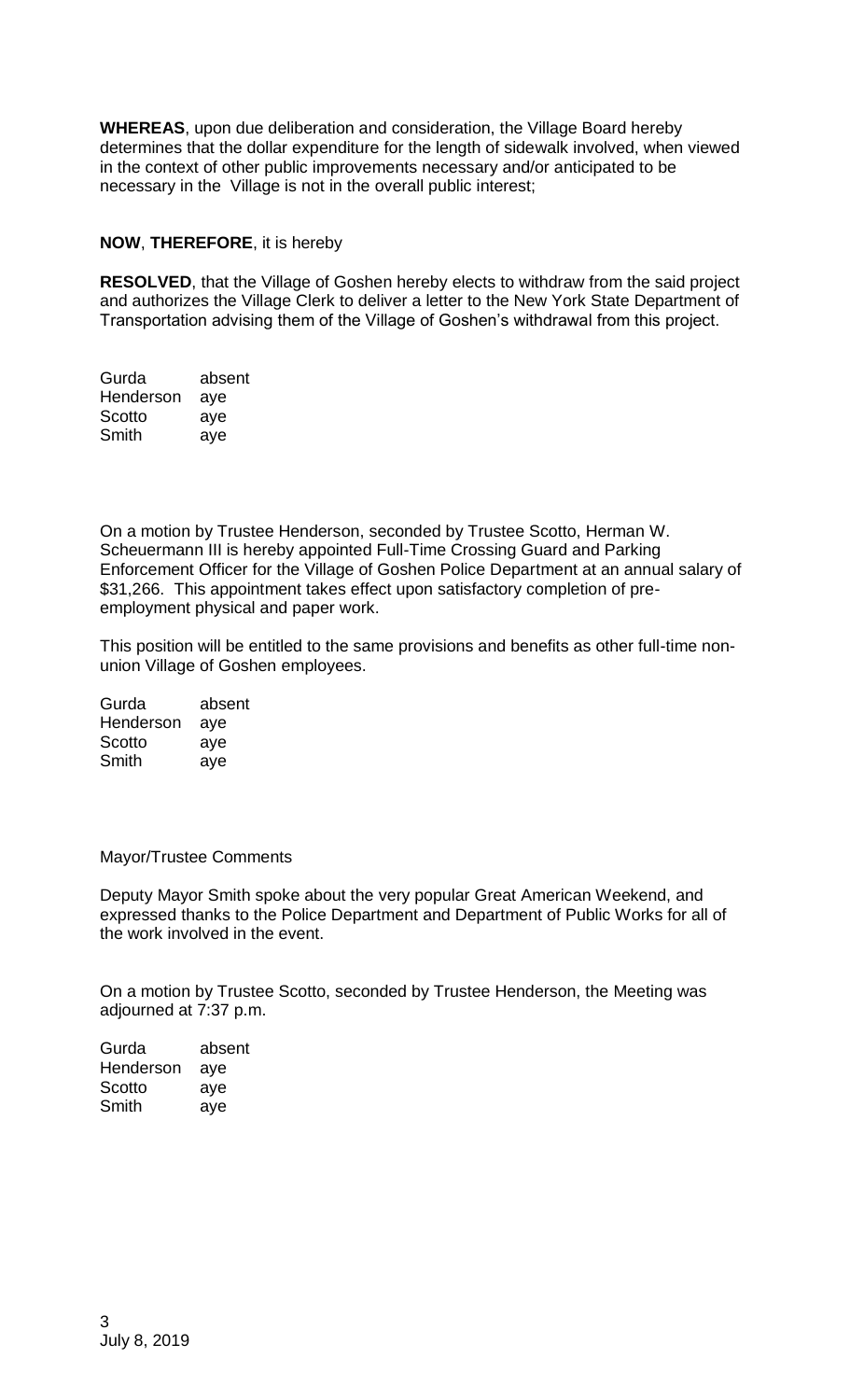**WHEREAS**, upon due deliberation and consideration, the Village Board hereby determines that the dollar expenditure for the length of sidewalk involved, when viewed in the context of other public improvements necessary and/or anticipated to be necessary in the Village is not in the overall public interest;

**NOW**, **THEREFORE**, it is hereby

**RESOLVED**, that the Village of Goshen hereby elects to withdraw from the said project and authorizes the Village Clerk to deliver a letter to the New York State Department of Transportation advising them of the Village of Goshen's withdrawal from this project.

| | |
|---|---|
| Gurda | absent |
| Henderson | aye |
| Scotto | aye |
| Smith | aye |

On a motion by Trustee Henderson, seconded by Trustee Scotto, Herman W. Scheuermann III is hereby appointed Full-Time Crossing Guard and Parking Enforcement Officer for the Village of Goshen Police Department at an annual salary of $31,266. This appointment takes effect upon satisfactory completion of pre-employment physical and paper work.

This position will be entitled to the same provisions and benefits as other full-time non-union Village of Goshen employees.

| | |
|---|---|
| Gurda | absent |
| Henderson | aye |
| Scotto | aye |
| Smith | aye |

Mayor/Trustee Comments

Deputy Mayor Smith spoke about the very popular Great American Weekend, and expressed thanks to the Police Department and Department of Public Works for all of the work involved in the event.

On a motion by Trustee Scotto, seconded by Trustee Henderson, the Meeting was adjourned at 7:37 p.m.

| | |
|---|---|
| Gurda | absent |
| Henderson | aye |
| Scotto | aye |
| Smith | aye |